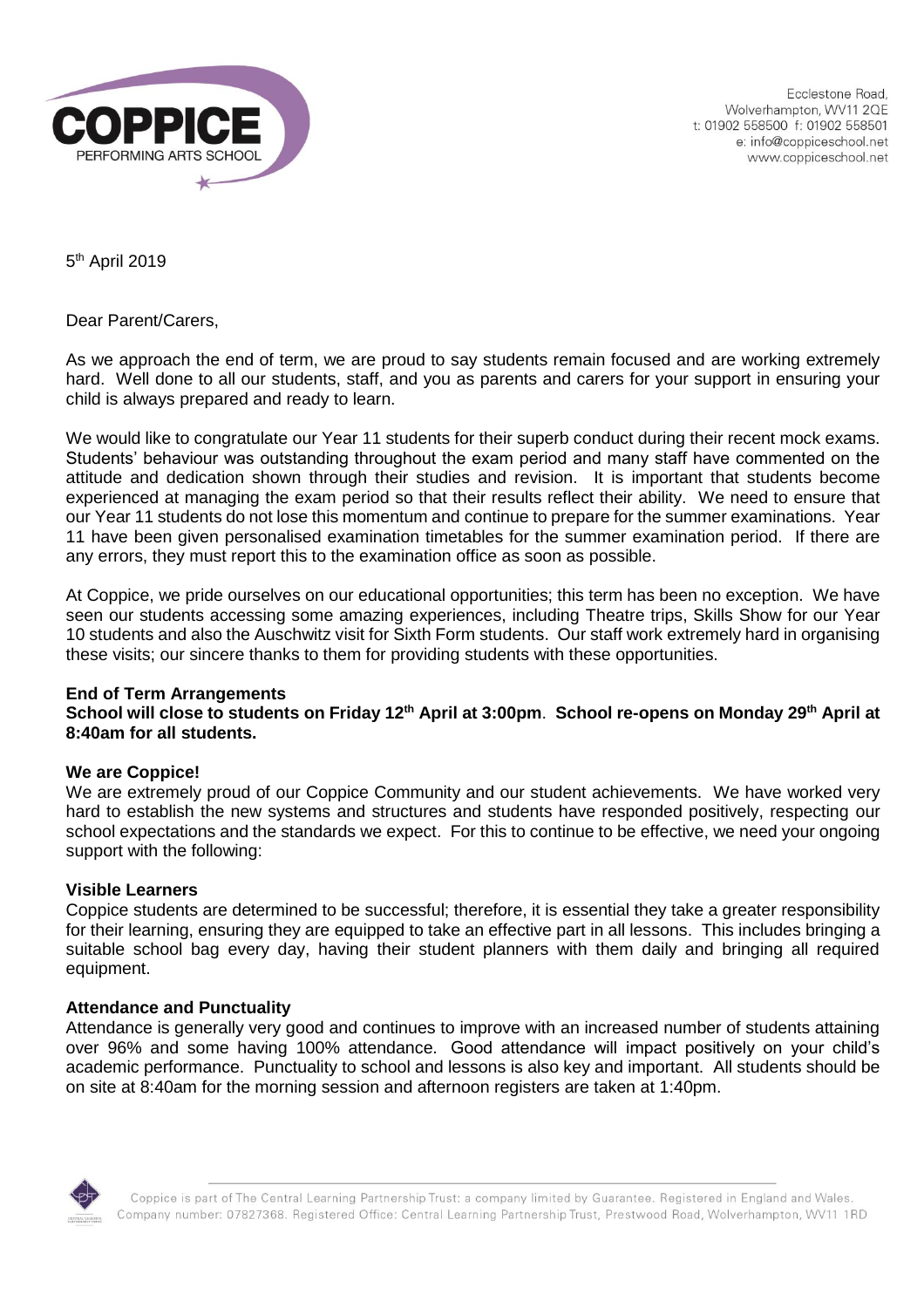Ecclestone Road,
Wolverhampton, WV11 2QE
t: 01902 558500 f: 01902 558501
e: info@coppiceschool.net
www.coppiceschool.net

5th April 2019

Dear Parent/Carers,

As we approach the end of term, we are proud to say students remain focused and are working extremely hard. Well done to all our students, staff, and you as parents and carers for your support in ensuring your child is always prepared and ready to learn.

We would like to congratulate our Year 11 students for their superb conduct during their recent mock exams. Students' behaviour was outstanding throughout the exam period and many staff have commented on the attitude and dedication shown through their studies and revision. It is important that students become experienced at managing the exam period so that their results reflect their ability. We need to ensure that our Year 11 students do not lose this momentum and continue to prepare for the summer examinations. Year 11 have been given personalised examination timetables for the summer examination period. If there are any errors, they must report this to the examination office as soon as possible.

At Coppice, we pride ourselves on our educational opportunities; this term has been no exception. We have seen our students accessing some amazing experiences, including Theatre trips, Skills Show for our Year 10 students and also the Auschwitz visit for Sixth Form students. Our staff work extremely hard in organising these visits; our sincere thanks to them for providing students with these opportunities.

**End of Term Arrangements**

**School will close to students on Friday 12th April at 3:00pm. School re-opens on Monday 29th April at 8:40am for all students.**

**We are Coppice!**

We are extremely proud of our Coppice Community and our student achievements. We have worked very hard to establish the new systems and structures and students have responded positively, respecting our school expectations and the standards we expect. For this to continue to be effective, we need your ongoing support with the following:

**Visible Learners**

Coppice students are determined to be successful; therefore, it is essential they take a greater responsibility for their learning, ensuring they are equipped to take an effective part in all lessons. This includes bringing a suitable school bag every day, having their student planners with them daily and bringing all required equipment.

**Attendance and Punctuality**

Attendance is generally very good and continues to improve with an increased number of students attaining over 96% and some having 100% attendance. Good attendance will impact positively on your child's academic performance. Punctuality to school and lessons is also key and important. All students should be on site at 8:40am for the morning session and afternoon registers are taken at 1:40pm.

Coppice is part of The Central Learning Partnership Trust: a company limited by Guarantee. Registered in England and Wales. Company number: 07827368. Registered Office: Central Learning Partnership Trust, Prestwood Road, Wolverhampton, WV11 1RD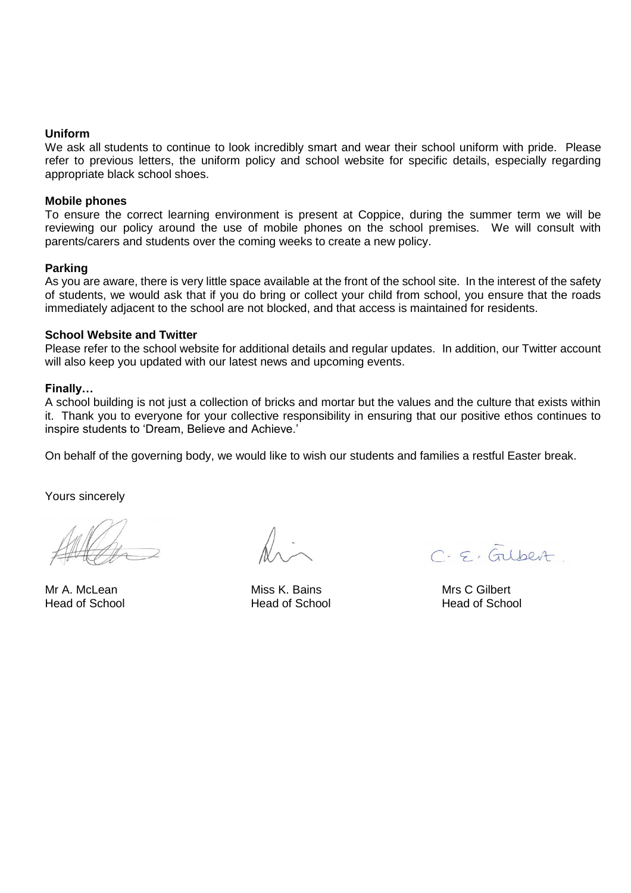**Uniform**
We ask all students to continue to look incredibly smart and wear their school uniform with pride. Please refer to previous letters, the uniform policy and school website for specific details, especially regarding appropriate black school shoes.

**Mobile phones**
To ensure the correct learning environment is present at Coppice, during the summer term we will be reviewing our policy around the use of mobile phones on the school premises. We will consult with parents/carers and students over the coming weeks to create a new policy.

**Parking**
As you are aware, there is very little space available at the front of the school site. In the interest of the safety of students, we would ask that if you do bring or collect your child from school, you ensure that the roads immediately adjacent to the school are not blocked, and that access is maintained for residents.

**School Website and Twitter**
Please refer to the school website for additional details and regular updates. In addition, our Twitter account will also keep you updated with our latest news and upcoming events.

**Finally…**
A school building is not just a collection of bricks and mortar but the values and the culture that exists within it. Thank you to everyone for your collective responsibility in ensuring that our positive ethos continues to inspire students to 'Dream, Believe and Achieve.'

On behalf of the governing body, we would like to wish our students and families a restful Easter break.

Yours sincerely

Mr A. McLean
Head of School

Miss K. Bains
Head of School

Mrs C Gilbert
Head of School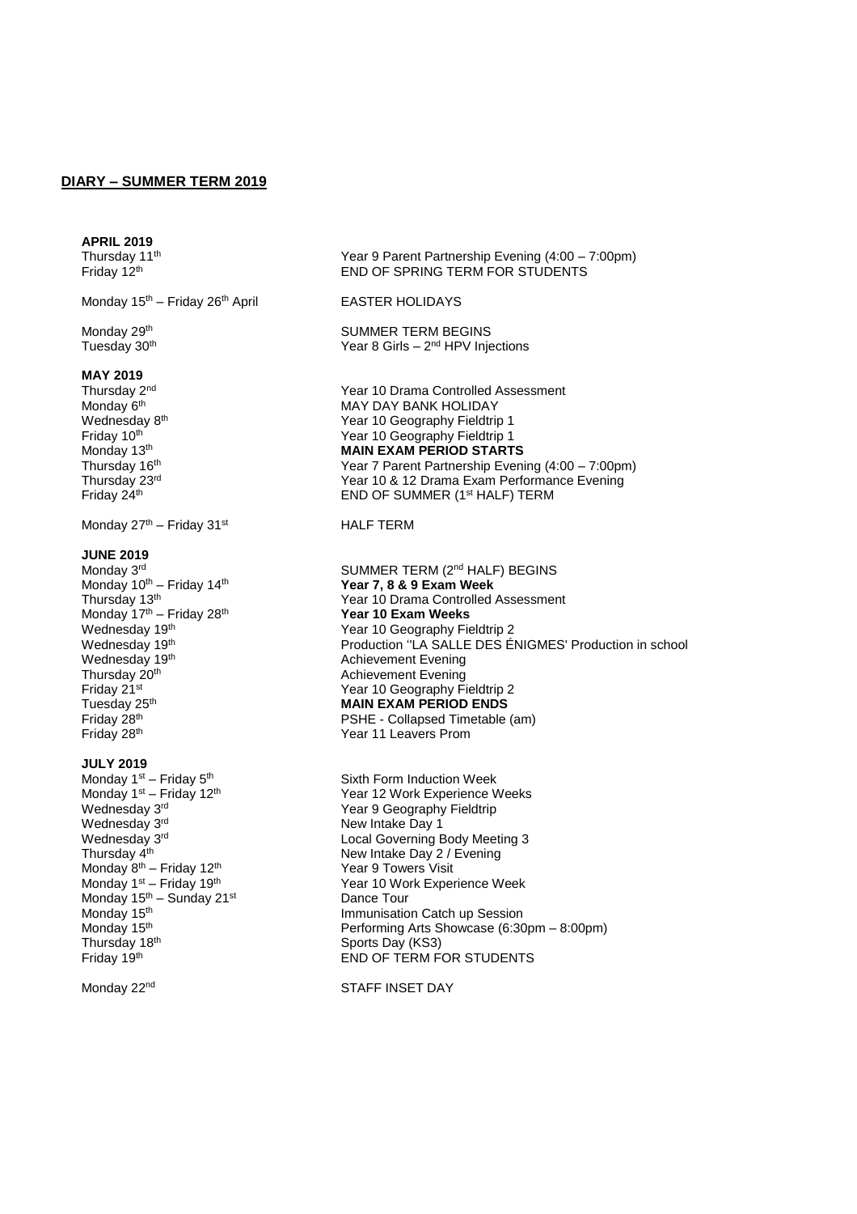## **DIARY – SUMMER TERM 2019**

| | |
|---|---|
| **APRIL 2019** | |
| Thursday 11th | Year 9 Parent Partnership Evening (4:00 – 7:00pm) |
| Friday 12th | END OF SPRING TERM FOR STUDENTS |
| Monday 15th – Friday 26th April | EASTER HOLIDAYS |
| Monday 29th | SUMMER TERM BEGINS |
| Tuesday 30th | Year 8 Girls – 2nd HPV Injections |
| **MAY 2019** | |
| Thursday 2nd | Year 10 Drama Controlled Assessment |
| Monday 6th | MAY DAY BANK HOLIDAY |
| Wednesday 8th | Year 10 Geography Fieldtrip 1 |
| Friday 10th | Year 10 Geography Fieldtrip 1 |
| Monday 13th | **MAIN EXAM PERIOD STARTS** |
| Thursday 16th | Year 7 Parent Partnership Evening (4:00 – 7:00pm) |
| Thursday 23rd | Year 10 & 12 Drama Exam Performance Evening |
| Friday 24th | END OF SUMMER (1st HALF) TERM |
| Monday 27th – Friday 31st | HALF TERM |
| **JUNE 2019** | |
| Monday 3rd | SUMMER TERM (2nd HALF) BEGINS |
| Monday 10th – Friday 14th | **Year 7, 8 & 9 Exam Week** |
| Thursday 13th | Year 10 Drama Controlled Assessment |
| Monday 17th – Friday 28th | **Year 10 Exam Weeks** |
| Wednesday 19th | Year 10 Geography Fieldtrip 2 |
| Wednesday 19th | Production ''LA SALLE DES ÉNIGMES' Production in school |
| Wednesday 19th | Achievement Evening |
| Thursday 20th | Achievement Evening |
| Friday 21st | Year 10 Geography Fieldtrip 2 |
| Tuesday 25th | **MAIN EXAM PERIOD ENDS** |
| Friday 28th | PSHE - Collapsed Timetable (am) |
| Friday 28th | Year 11 Leavers Prom |
| **JULY 2019** | |
| Monday 1st – Friday 5th | Sixth Form Induction Week |
| Monday 1st – Friday 12th | Year 12 Work Experience Weeks |
| Wednesday 3rd | Year 9 Geography Fieldtrip |
| Wednesday 3rd | New Intake Day 1 |
| Wednesday 3rd | Local Governing Body Meeting 3 |
| Thursday 4th | New Intake Day 2 / Evening |
| Monday 8th – Friday 12th | Year 9 Towers Visit |
| Monday 1st – Friday 19th | Year 10 Work Experience Week |
| Monday 15th – Sunday 21st | Dance Tour |
| Monday 15th | Immunisation Catch up Session |
| Monday 15th | Performing Arts Showcase (6:30pm – 8:00pm) |
| Thursday 18th | Sports Day (KS3) |
| Friday 19th | END OF TERM FOR STUDENTS |
| Monday 22nd | STAFF INSET DAY |